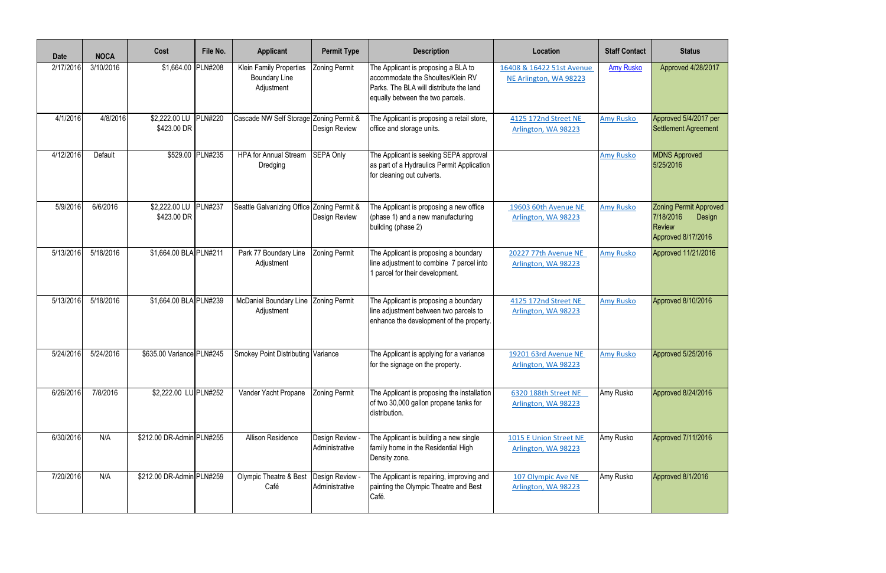| Date | NOCA | Cost | File No. | Applicant | Permit Type | Description | Location | Staff Contact | Status |
|---|---|---|---|---|---|---|---|---|---|
| 2/17/2016 | 3/10/2016 | $1,664.00 | PLN#208 | Klein Family Properties Boundary Line Adjustment | Zoning Permit | The Applicant is proposing a BLA to accommodate the Shoultes/Klein RV Parks. The BLA will distribute the land equally between the two parcels. | 16408 & 16422 51st Avenue NE Arlington, WA 98223 | Amy Rusko | Approved 4/28/2017 |
| 4/1/2016 | 4/8/2016 | $2,222.00 LU $423.00 DR | PLN#220 | Cascade NW Self Storage | Zoning Permit & Design Review | The Applicant is proposing a retail store, office and storage units. | 4125 172nd Street NE Arlington, WA 98223 | Amy Rusko | Approved 5/4/2017 per Settlement Agreement |
| 4/12/2016 | Default | $529.00 | PLN#235 | HPA for Annual Stream Dredging | SEPA Only | The Applicant is seeking SEPA approval as part of a Hydraulics Permit Application for cleaning out culverts. | | Amy Rusko | MDNS Approved 5/25/2016 |
| 5/9/2016 | 6/6/2016 | $2,222.00 LU $423.00 DR | PLN#237 | Seattle Galvanizing Office | Zoning Permit & Design Review | The Applicant is proposing a new office (phase 1) and a new manufacturing building (phase 2) | 19603 60th Avenue NE Arlington, WA 98223 | Amy Rusko | Zoning Permit Approved 7/18/2016 Design Review Approved 8/17/2016 |
| 5/13/2016 | 5/18/2016 | $1,664.00 BLA | PLN#211 | Park 77 Boundary Line Adjustment | Zoning Permit | The Applicant is proposing a boundary line adjustment to combine 7 parcel into 1 parcel for their development. | 20227 77th Avenue NE Arlington, WA 98223 | Amy Rusko | Approved 11/21/2016 |
| 5/13/2016 | 5/18/2016 | $1,664.00 BLA | PLN#239 | McDaniel Boundary Line Adjustment | Zoning Permit | The Applicant is proposing a boundary line adjustment between two parcels to enhance the development of the property. | 4125 172nd Street NE Arlington, WA 98223 | Amy Rusko | Approved 8/10/2016 |
| 5/24/2016 | 5/24/2016 | $635.00 Variance | PLN#245 | Smokey Point Distributing | Variance | The Applicant is applying for a variance for the signage on the property. | 19201 63rd Avenue NE Arlington, WA 98223 | Amy Rusko | Approved 5/25/2016 |
| 6/26/2016 | 7/8/2016 | $2,222.00 LU | PLN#252 | Vander Yacht Propane | Zoning Permit | The Applicant is proposing the installation of two 30,000 gallon propane tanks for distribution. | 6320 188th Street NE Arlington, WA 98223 | Amy Rusko | Approved 8/24/2016 |
| 6/30/2016 | N/A | $212.00 DR-Admin | PLN#255 | Allison Residence | Design Review - Administrative | The Applicant is building a new single family home in the Residential High Density zone. | 1015 E Union Street NE Arlington, WA 98223 | Amy Rusko | Approved 7/11/2016 |
| 7/20/2016 | N/A | $212.00 DR-Admin | PLN#259 | Olympic Theatre & Best Café | Design Review - Administrative | The Applicant is repairing, improving and painting the Olympic Theatre and Best Café. | 107 Olympic Ave NE Arlington, WA 98223 | Amy Rusko | Approved 8/1/2016 |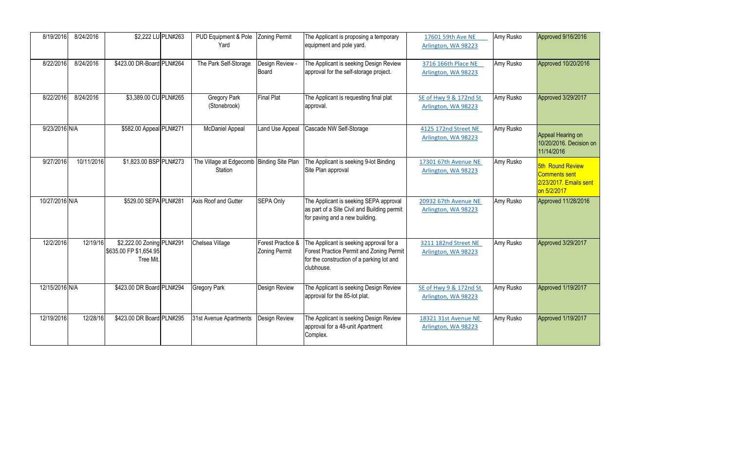| | | | | | | | | | |
|---|---|---|---|---|---|---|---|---|---|
| 8/19/2016 | 8/24/2016 | $2,222 LU | PLN#263 | PUD Equipment & Pole Yard | Zoning Permit | The Applicant is proposing a temporary equipment and pole yard. | 17601 59th Ave NE Arlington, WA 98223 | Amy Rusko | Approved 9/16/2016 |
| 8/22/2016 | 8/24/2016 | $423.00 DR-Board | PLN#264 | The Park Self-Storage | Design Review - Board | The Applicant is seeking Design Review approval for the self-storage project. | 3716 166th Place NE Arlington, WA 98223 | Amy Rusko | Approved 10/20/2016 |
| 8/22/2016 | 8/24/2016 | $3,389.00 CU | PLN#265 | Gregory Park (Stonebrook) | Final Plat | The Applicant is requesting final plat approval. | SE of Hwy 9 & 172nd St Arlington, WA 98223 | Amy Rusko | Approved 3/29/2017 |
| 9/23/2016 | N/A | $582.00 Appeal | PLN#271 | McDaniel Appeal | Land Use Appeal | Cascade NW Self-Storage | 4125 172nd Street NE Arlington, WA 98223 | Amy Rusko | Appeal Hearing on 10/20/2016. Decision on 11/14/2016 |
| 9/27/2016 | 10/11/2016 | $1,823.00 BSP | PLN#273 | The Village at Edgecomb Station | Binding Site Plan | The Applicant is seeking 9-lot Binding Site Plan approval | 17301 67th Avenue NE Arlington, WA 98223 | Amy Rusko | 5th Round Review Comments sent 2/23/2017. Emails sent on 5/2/2017 |
| 10/27/2016 | N/A | $529.00 SEPA | PLN#281 | Axis Roof and Gutter | SEPA Only | The Applicant is seeking SEPA approval as part of a Site Civil and Building permit for paving and a new building. | 20932 67th Avenue NE Arlington, WA 98223 | Amy Rusko | Approved 11/28/2016 |
| 12/2/2016 | 12/19/16 | $2,222.00 Zoning $635.00 FP $1,654.95 Tree Mit. | PLN#291 | Chelsea Village | Forest Practice & Zoning Permit | The Applicant is seeking approval for a Forest Practice Permit and Zoning Permit for the construction of a parking lot and clubhouse. | 3211 182nd Street NE Arlington, WA 98223 | Amy Rusko | Approved 3/29/2017 |
| 12/15/2016 | N/A | $423.00 DR Board | PLN#294 | Gregory Park | Design Review | The Applicant is seeking Design Review approval for the 85-lot plat. | SE of Hwy 9 & 172nd St Arlington, WA 98223 | Amy Rusko | Approved 1/19/2017 |
| 12/19/2016 | 12/28/16 | $423.00 DR Board | PLN#295 | 31st Avenue Apartments | Design Review | The Applicant is seeking Design Review approval for a 48-unit Apartment Complex. | 18321 31st Avenue NE Arlington, WA 98223 | Amy Rusko | Approved 1/19/2017 |